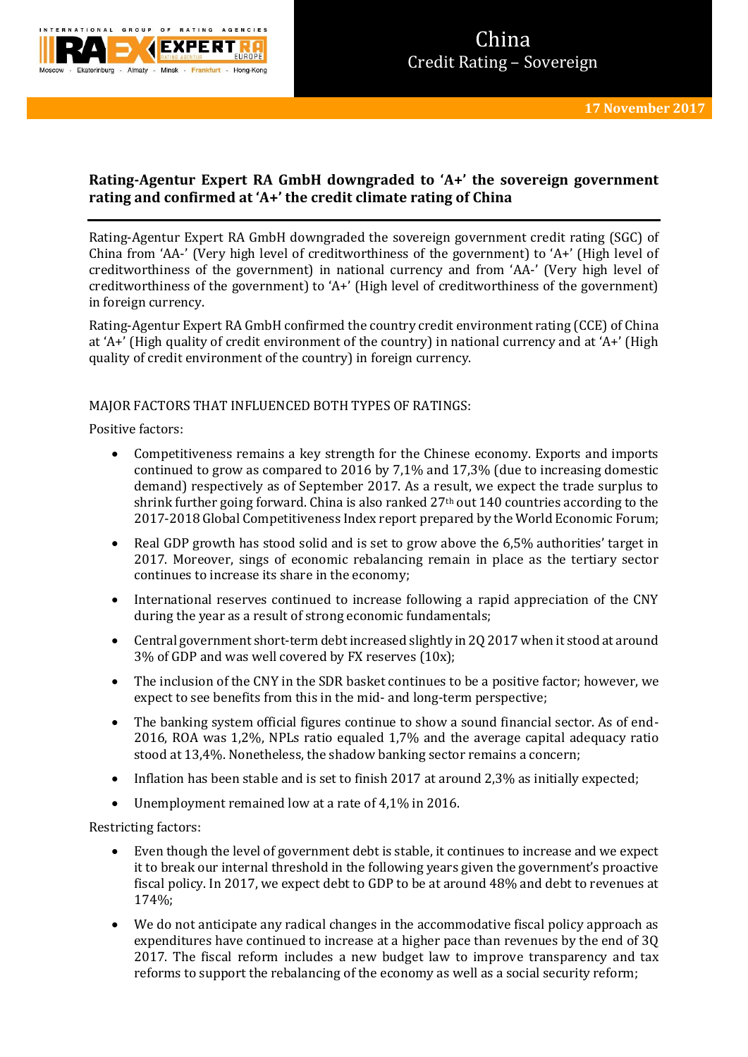China
Credit Rating – Sovereign

17 November 2017

## Rating-Agentur Expert RA GmbH downgraded to 'A+' the sovereign government rating and confirmed at 'A+' the credit climate rating of China

Rating-Agentur Expert RA GmbH downgraded the sovereign government credit rating (SGC) of China from 'AA-' (Very high level of creditworthiness of the government) to 'A+' (High level of creditworthiness of the government) in national currency and from 'AA-' (Very high level of creditworthiness of the government) to 'A+' (High level of creditworthiness of the government) in foreign currency.

Rating-Agentur Expert RA GmbH confirmed the country credit environment rating (CCE) of China at 'A+' (High quality of credit environment of the country) in national currency and at 'A+' (High quality of credit environment of the country) in foreign currency.

MAJOR FACTORS THAT INFLUENCED BOTH TYPES OF RATINGS:

Positive factors:

- Competitiveness remains a key strength for the Chinese economy. Exports and imports continued to grow as compared to 2016 by 7,1% and 17,3% (due to increasing domestic demand) respectively as of September 2017. As a result, we expect the trade surplus to shrink further going forward. China is also ranked 27th out 140 countries according to the 2017-2018 Global Competitiveness Index report prepared by the World Economic Forum;
- Real GDP growth has stood solid and is set to grow above the 6,5% authorities' target in 2017. Moreover, sings of economic rebalancing remain in place as the tertiary sector continues to increase its share in the economy;
- International reserves continued to increase following a rapid appreciation of the CNY during the year as a result of strong economic fundamentals;
- Central government short-term debt increased slightly in 2Q 2017 when it stood at around 3% of GDP and was well covered by FX reserves (10x);
- The inclusion of the CNY in the SDR basket continues to be a positive factor; however, we expect to see benefits from this in the mid- and long-term perspective;
- The banking system official figures continue to show a sound financial sector. As of end-2016, ROA was 1,2%, NPLs ratio equaled 1,7% and the average capital adequacy ratio stood at 13,4%. Nonetheless, the shadow banking sector remains a concern;
- Inflation has been stable and is set to finish 2017 at around 2,3% as initially expected;
- Unemployment remained low at a rate of 4,1% in 2016.

Restricting factors:

- Even though the level of government debt is stable, it continues to increase and we expect it to break our internal threshold in the following years given the government's proactive fiscal policy. In 2017, we expect debt to GDP to be at around 48% and debt to revenues at 174%;
- We do not anticipate any radical changes in the accommodative fiscal policy approach as expenditures have continued to increase at a higher pace than revenues by the end of 3Q 2017. The fiscal reform includes a new budget law to improve transparency and tax reforms to support the rebalancing of the economy as well as a social security reform;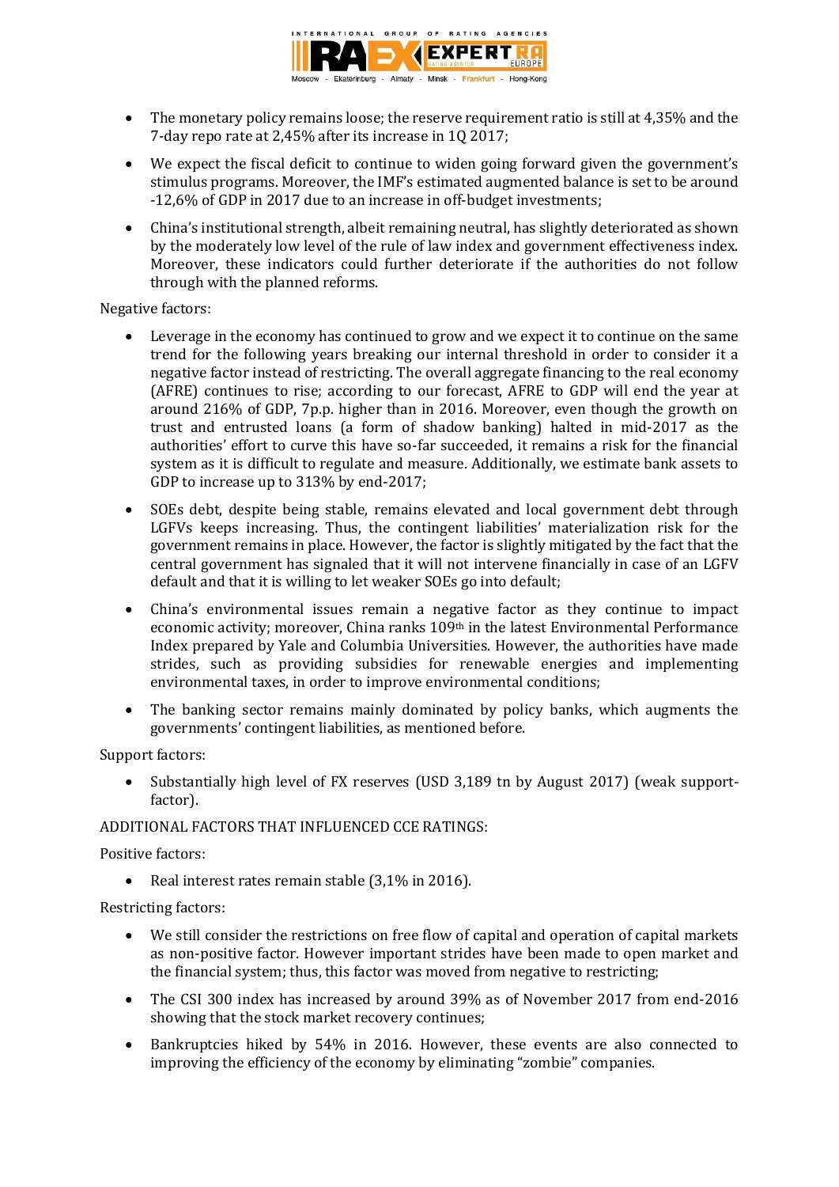- The monetary policy remains loose; the reserve requirement ratio is still at 4,35% and the 7-day repo rate at 2,45% after its increase in 1Q 2017;
- We expect the fiscal deficit to continue to widen going forward given the government's stimulus programs. Moreover, the IMF's estimated augmented balance is set to be around -12,6% of GDP in 2017 due to an increase in off-budget investments;
- China's institutional strength, albeit remaining neutral, has slightly deteriorated as shown by the moderately low level of the rule of law index and government effectiveness index. Moreover, these indicators could further deteriorate if the authorities do not follow through with the planned reforms.

Negative factors:

- Leverage in the economy has continued to grow and we expect it to continue on the same trend for the following years breaking our internal threshold in order to consider it a negative factor instead of restricting. The overall aggregate financing to the real economy (AFRE) continues to rise; according to our forecast, AFRE to GDP will end the year at around 216% of GDP, 7p.p. higher than in 2016. Moreover, even though the growth on trust and entrusted loans (a form of shadow banking) halted in mid-2017 as the authorities' effort to curve this have so-far succeeded, it remains a risk for the financial system as it is difficult to regulate and measure. Additionally, we estimate bank assets to GDP to increase up to 313% by end-2017;
- SOEs debt, despite being stable, remains elevated and local government debt through LGFVs keeps increasing. Thus, the contingent liabilities' materialization risk for the government remains in place. However, the factor is slightly mitigated by the fact that the central government has signaled that it will not intervene financially in case of an LGFV default and that it is willing to let weaker SOEs go into default;
- China's environmental issues remain a negative factor as they continue to impact economic activity; moreover, China ranks 109th in the latest Environmental Performance Index prepared by Yale and Columbia Universities. However, the authorities have made strides, such as providing subsidies for renewable energies and implementing environmental taxes, in order to improve environmental conditions;
- The banking sector remains mainly dominated by policy banks, which augments the governments' contingent liabilities, as mentioned before.

Support factors:

- Substantially high level of FX reserves (USD 3,189 tn by August 2017) (weak support-factor).

ADDITIONAL FACTORS THAT INFLUENCED CCE RATINGS:

Positive factors:

- Real interest rates remain stable (3,1% in 2016).

Restricting factors:

- We still consider the restrictions on free flow of capital and operation of capital markets as non-positive factor. However important strides have been made to open market and the financial system; thus, this factor was moved from negative to restricting;
- The CSI 300 index has increased by around 39% as of November 2017 from end-2016 showing that the stock market recovery continues;
- Bankruptcies hiked by 54% in 2016. However, these events are also connected to improving the efficiency of the economy by eliminating "zombie" companies.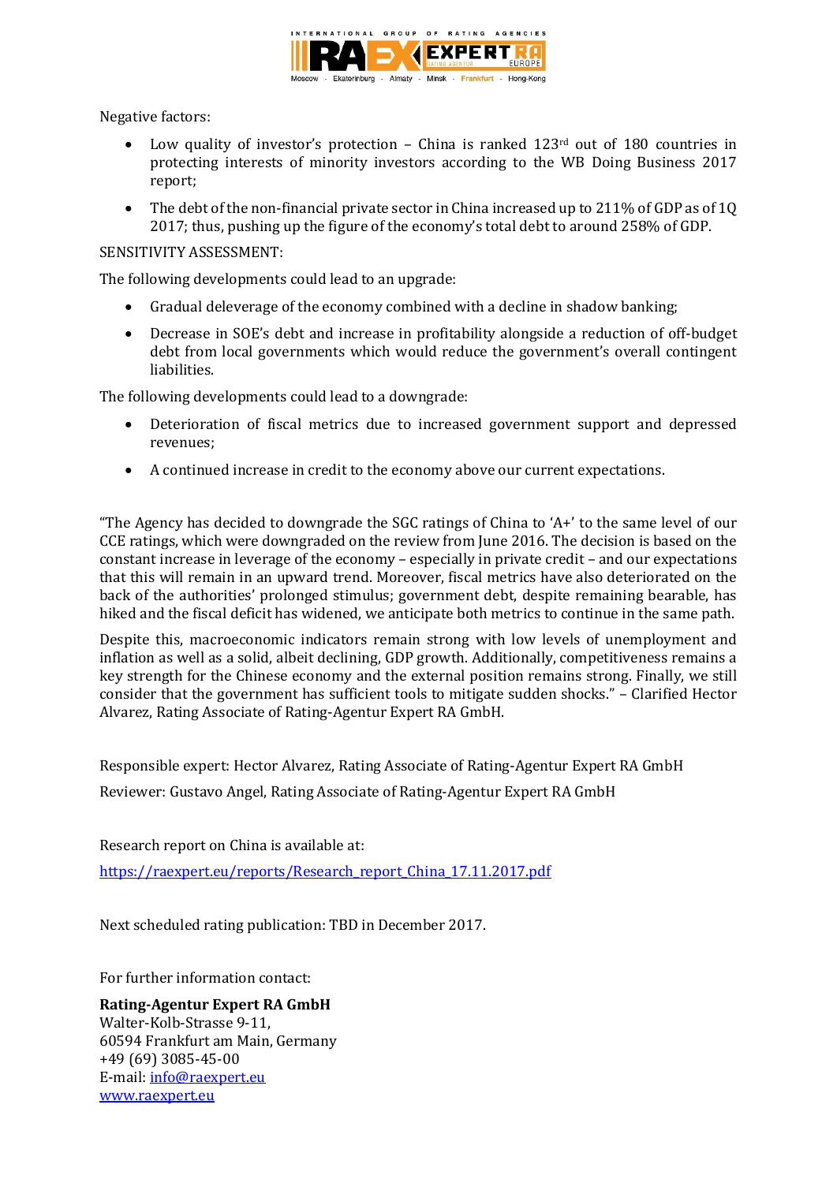Negative factors:

- Low quality of investor's protection – China is ranked 123rd out of 180 countries in protecting interests of minority investors according to the WB Doing Business 2017 report;
- The debt of the non-financial private sector in China increased up to 211% of GDP as of 1Q 2017; thus, pushing up the figure of the economy's total debt to around 258% of GDP.

SENSITIVITY ASSESSMENT:

The following developments could lead to an upgrade:

- Gradual deleverage of the economy combined with a decline in shadow banking;
- Decrease in SOE's debt and increase in profitability alongside a reduction of off-budget debt from local governments which would reduce the government's overall contingent liabilities.

The following developments could lead to a downgrade:

- Deterioration of fiscal metrics due to increased government support and depressed revenues;
- A continued increase in credit to the economy above our current expectations.

"The Agency has decided to downgrade the SGC ratings of China to 'A+' to the same level of our CCE ratings, which were downgraded on the review from June 2016. The decision is based on the constant increase in leverage of the economy – especially in private credit – and our expectations that this will remain in an upward trend. Moreover, fiscal metrics have also deteriorated on the back of the authorities' prolonged stimulus; government debt, despite remaining bearable, has hiked and the fiscal deficit has widened, we anticipate both metrics to continue in the same path.

Despite this, macroeconomic indicators remain strong with low levels of unemployment and inflation as well as a solid, albeit declining, GDP growth. Additionally, competitiveness remains a key strength for the Chinese economy and the external position remains strong. Finally, we still consider that the government has sufficient tools to mitigate sudden shocks." – Clarified Hector Alvarez, Rating Associate of Rating-Agentur Expert RA GmbH.

Responsible expert: Hector Alvarez, Rating Associate of Rating-Agentur Expert RA GmbH

Reviewer: Gustavo Angel, Rating Associate of Rating-Agentur Expert RA GmbH

Research report on China is available at:

[https://raexpert.eu/reports/Research_report_China_17.11.2017.pdf](https://raexpert.eu/reports/Research_report_China_17.11.2017.pdf)

Next scheduled rating publication: TBD in December 2017.

For further information contact:

**Rating-Agentur Expert RA GmbH**
Walter-Kolb-Strasse 9-11,
60594 Frankfurt am Main, Germany
+49 (69) 3085-45-00
E-mail: [info@raexpert.eu](mailto:info@raexpert.eu)
[www.raexpert.eu](http://www.raexpert.eu)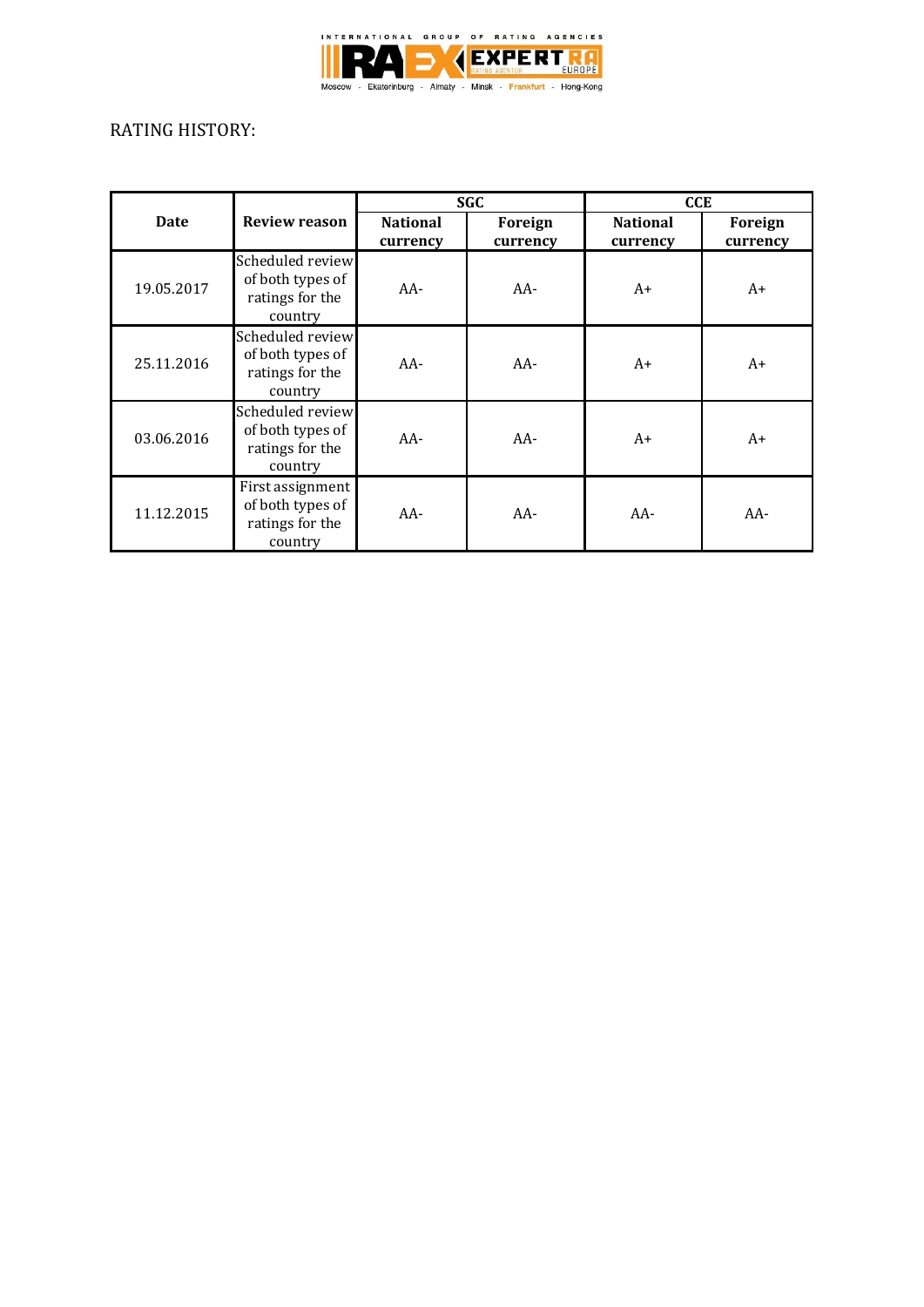RATING HISTORY:

| Date | Review reason | SGC | | CCE | |
|---|---|---|---|---|---|
| | | National currency | Foreign currency | National currency | Foreign currency |
| 19.05.2017 | Scheduled review of both types of ratings for the country | AA- | AA- | A+ | A+ |
| 25.11.2016 | Scheduled review of both types of ratings for the country | AA- | AA- | A+ | A+ |
| 03.06.2016 | Scheduled review of both types of ratings for the country | AA- | AA- | A+ | A+ |
| 11.12.2015 | First assignment of both types of ratings for the country | AA- | AA- | AA- | AA- |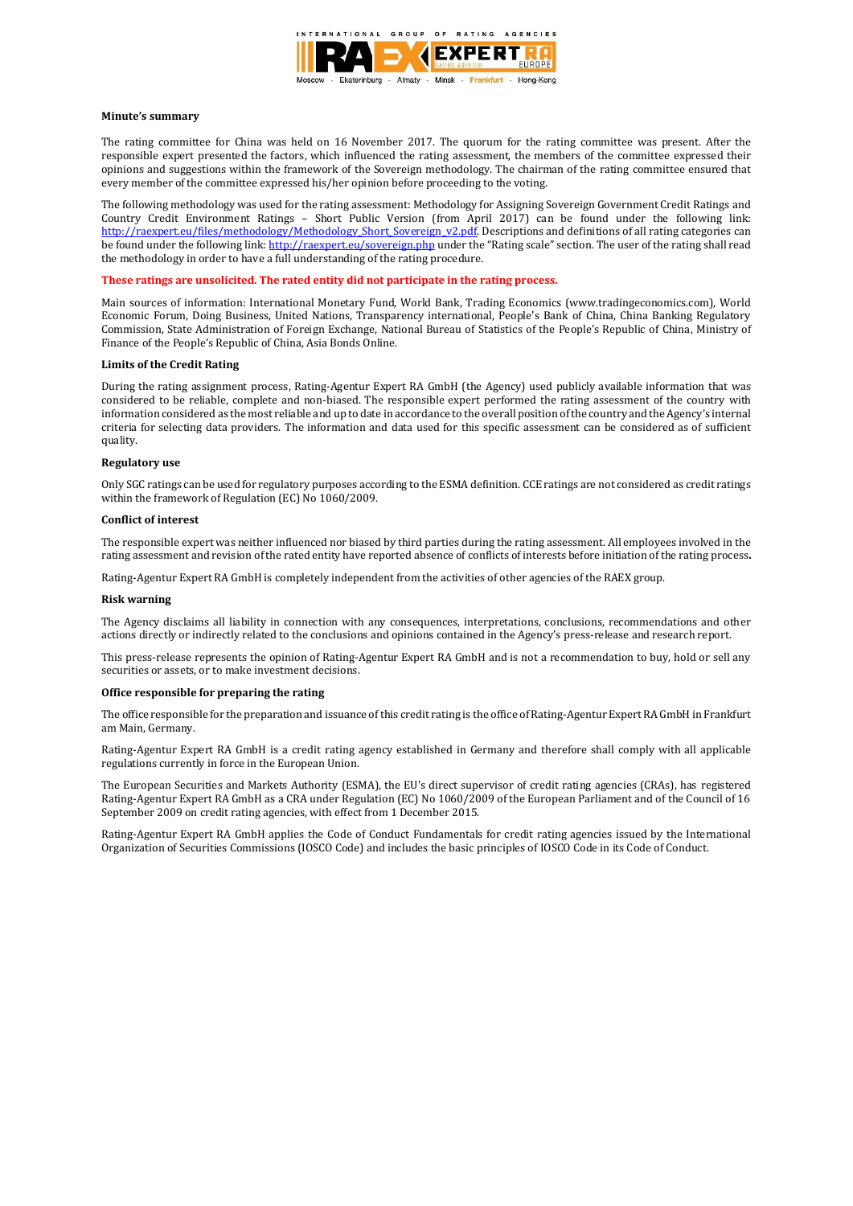**Minute's summary**

The rating committee for China was held on 16 November 2017. The quorum for the rating committee was present. After the responsible expert presented the factors, which influenced the rating assessment, the members of the committee expressed their opinions and suggestions within the framework of the Sovereign methodology. The chairman of the rating committee ensured that every member of the committee expressed his/her opinion before proceeding to the voting.

The following methodology was used for the rating assessment: Methodology for Assigning Sovereign Government Credit Ratings and Country Credit Environment Ratings – Short Public Version (from April 2017) can be found under the following link: [http://raexpert.eu/files/methodology/Methodology_Short_Sovereign_v2.pdf](http://raexpert.eu/files/methodology/Methodology_Short_Sovereign_v2.pdf). Descriptions and definitions of all rating categories can be found under the following link: [http://raexpert.eu/sovereign.php](http://raexpert.eu/sovereign.php) under the "Rating scale" section. The user of the rating shall read the methodology in order to have a full understanding of the rating procedure.

**These ratings are unsolicited. The rated entity did not participate in the rating process.**

Main sources of information: International Monetary Fund, World Bank, Trading Economics (www.tradingeconomics.com), World Economic Forum, Doing Business, United Nations, Transparency international, People's Bank of China, China Banking Regulatory Commission, State Administration of Foreign Exchange, National Bureau of Statistics of the People's Republic of China, Ministry of Finance of the People's Republic of China, Asia Bonds Online.

**Limits of the Credit Rating**

During the rating assignment process, Rating-Agentur Expert RA GmbH (the Agency) used publicly available information that was considered to be reliable, complete and non-biased. The responsible expert performed the rating assessment of the country with information considered as the most reliable and up to date in accordance to the overall position of the country and the Agency's internal criteria for selecting data providers. The information and data used for this specific assessment can be considered as of sufficient quality.

**Regulatory use**

Only SGC ratings can be used for regulatory purposes according to the ESMA definition. CCE ratings are not considered as credit ratings within the framework of Regulation (EC) No 1060/2009.

**Conflict of interest**

The responsible expert was neither influenced nor biased by third parties during the rating assessment. All employees involved in the rating assessment and revision of the rated entity have reported absence of conflicts of interests before initiation of the rating process**.**

Rating-Agentur Expert RA GmbH is completely independent from the activities of other agencies of the RAEX group.

**Risk warning**

The Agency disclaims all liability in connection with any consequences, interpretations, conclusions, recommendations and other actions directly or indirectly related to the conclusions and opinions contained in the Agency's press-release and research report.

This press-release represents the opinion of Rating-Agentur Expert RA GmbH and is not a recommendation to buy, hold or sell any securities or assets, or to make investment decisions.

**Office responsible for preparing the rating**

The office responsible for the preparation and issuance of this credit rating is the office of Rating-Agentur Expert RA GmbH in Frankfurt am Main, Germany.

Rating-Agentur Expert RA GmbH is a credit rating agency established in Germany and therefore shall comply with all applicable regulations currently in force in the European Union.

The European Securities and Markets Authority (ESMA), the EU's direct supervisor of credit rating agencies (CRAs), has registered Rating-Agentur Expert RA GmbH as a CRA under Regulation (EC) No 1060/2009 of the European Parliament and of the Council of 16 September 2009 on credit rating agencies, with effect from 1 December 2015.

Rating-Agentur Expert RA GmbH applies the Code of Conduct Fundamentals for credit rating agencies issued by the International Organization of Securities Commissions (IOSCO Code) and includes the basic principles of IOSCO Code in its Code of Conduct.